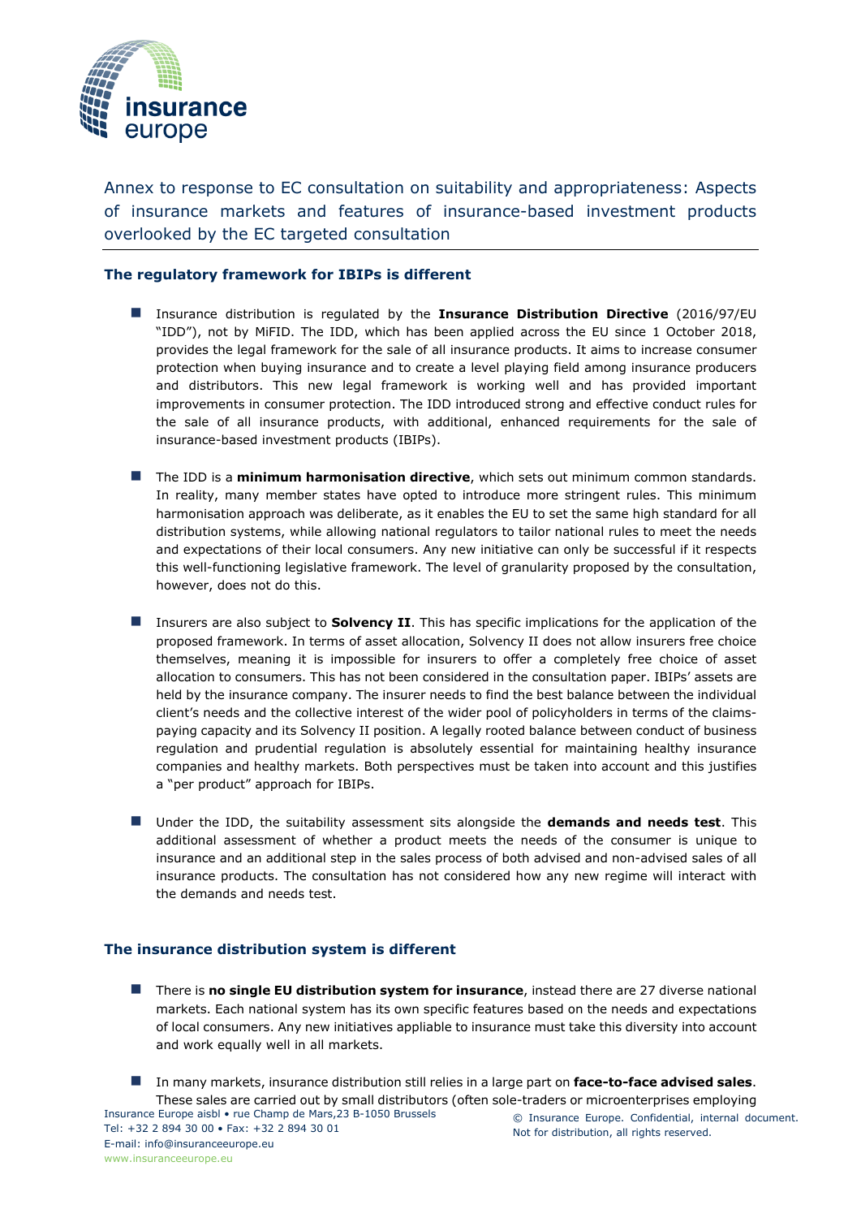# Annex to response to EC consultation on suitability and appropriateness: Aspects of insurance markets and features of insurance-based investment products overlooked by the EC targeted consultation

## The regulatory framework for IBIPs is different

- Insurance distribution is regulated by the **Insurance Distribution Directive** (2016/97/EU "IDD"), not by MiFID. The IDD, which has been applied across the EU since 1 October 2018, provides the legal framework for the sale of all insurance products. It aims to increase consumer protection when buying insurance and to create a level playing field among insurance producers and distributors. This new legal framework is working well and has provided important improvements in consumer protection. The IDD introduced strong and effective conduct rules for the sale of all insurance products, with additional, enhanced requirements for the sale of insurance-based investment products (IBIPs).

- The IDD is a **minimum harmonisation directive**, which sets out minimum common standards. In reality, many member states have opted to introduce more stringent rules. This minimum harmonisation approach was deliberate, as it enables the EU to set the same high standard for all distribution systems, while allowing national regulators to tailor national rules to meet the needs and expectations of their local consumers. Any new initiative can only be successful if it respects this well-functioning legislative framework. The level of granularity proposed by the consultation, however, does not do this.

- Insurers are also subject to **Solvency II**. This has specific implications for the application of the proposed framework. In terms of asset allocation, Solvency II does not allow insurers free choice themselves, meaning it is impossible for insurers to offer a completely free choice of asset allocation to consumers. This has not been considered in the consultation paper. IBIPs' assets are held by the insurance company. The insurer needs to find the best balance between the individual client's needs and the collective interest of the wider pool of policyholders in terms of the claims-paying capacity and its Solvency II position. A legally rooted balance between conduct of business regulation and prudential regulation is absolutely essential for maintaining healthy insurance companies and healthy markets. Both perspectives must be taken into account and this justifies a "per product" approach for IBIPs.

- Under the IDD, the suitability assessment sits alongside the **demands and needs test**. This additional assessment of whether a product meets the needs of the consumer is unique to insurance and an additional step in the sales process of both advised and non-advised sales of all insurance products. The consultation has not considered how any new regime will interact with the demands and needs test.

## The insurance distribution system is different

- There is **no single EU distribution system for insurance**, instead there are 27 diverse national markets. Each national system has its own specific features based on the needs and expectations of local consumers. Any new initiatives appliable to insurance must take this diversity into account and work equally well in all markets.

- In many markets, insurance distribution still relies in a large part on **face-to-face advised sales**. These sales are carried out by small distributors (often sole-traders or microenterprises employing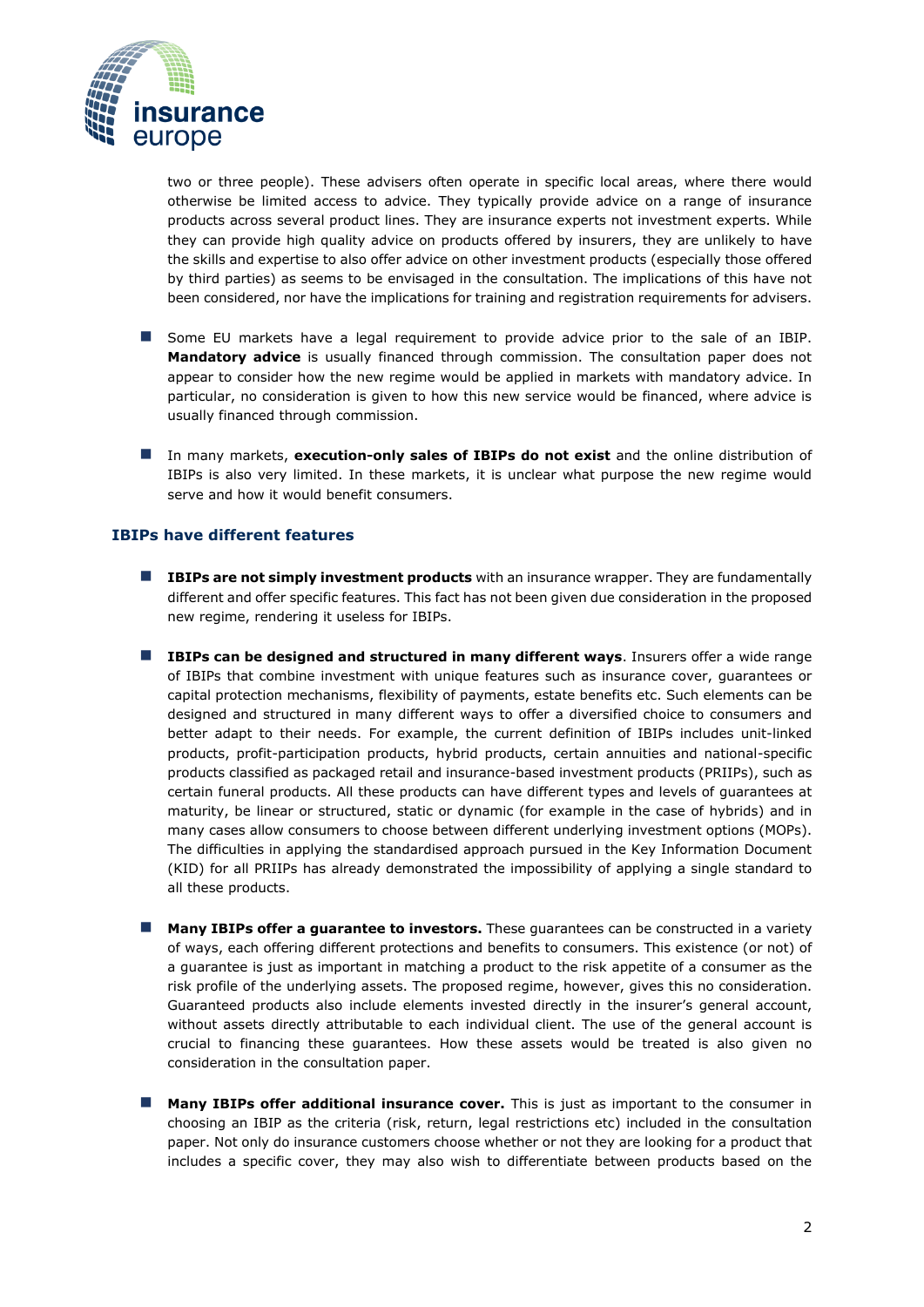two or three people). These advisers often operate in specific local areas, where there would otherwise be limited access to advice. They typically provide advice on a range of insurance products across several product lines. They are insurance experts not investment experts. While they can provide high quality advice on products offered by insurers, they are unlikely to have the skills and expertise to also offer advice on other investment products (especially those offered by third parties) as seems to be envisaged in the consultation. The implications of this have not been considered, nor have the implications for training and registration requirements for advisers.

- Some EU markets have a legal requirement to provide advice prior to the sale of an IBIP. **Mandatory advice** is usually financed through commission. The consultation paper does not appear to consider how the new regime would be applied in markets with mandatory advice. In particular, no consideration is given to how this new service would be financed, where advice is usually financed through commission.

- In many markets, **execution-only sales of IBIPs do not exist** and the online distribution of IBIPs is also very limited. In these markets, it is unclear what purpose the new regime would serve and how it would benefit consumers.

### IBIPs have different features

- **IBIPs are not simply investment products** with an insurance wrapper. They are fundamentally different and offer specific features. This fact has not been given due consideration in the proposed new regime, rendering it useless for IBIPs.

- **IBIPs can be designed and structured in many different ways**. Insurers offer a wide range of IBIPs that combine investment with unique features such as insurance cover, guarantees or capital protection mechanisms, flexibility of payments, estate benefits etc. Such elements can be designed and structured in many different ways to offer a diversified choice to consumers and better adapt to their needs. For example, the current definition of IBIPs includes unit-linked products, profit-participation products, hybrid products, certain annuities and national-specific products classified as packaged retail and insurance-based investment products (PRIIPs), such as certain funeral products. All these products can have different types and levels of guarantees at maturity, be linear or structured, static or dynamic (for example in the case of hybrids) and in many cases allow consumers to choose between different underlying investment options (MOPs). The difficulties in applying the standardised approach pursued in the Key Information Document (KID) for all PRIIPs has already demonstrated the impossibility of applying a single standard to all these products.

- **Many IBIPs offer a guarantee to investors.** These guarantees can be constructed in a variety of ways, each offering different protections and benefits to consumers. This existence (or not) of a guarantee is just as important in matching a product to the risk appetite of a consumer as the risk profile of the underlying assets. The proposed regime, however, gives this no consideration. Guaranteed products also include elements invested directly in the insurer's general account, without assets directly attributable to each individual client. The use of the general account is crucial to financing these guarantees. How these assets would be treated is also given no consideration in the consultation paper.

- **Many IBIPs offer additional insurance cover.** This is just as important to the consumer in choosing an IBIP as the criteria (risk, return, legal restrictions etc) included in the consultation paper. Not only do insurance customers choose whether or not they are looking for a product that includes a specific cover, they may also wish to differentiate between products based on the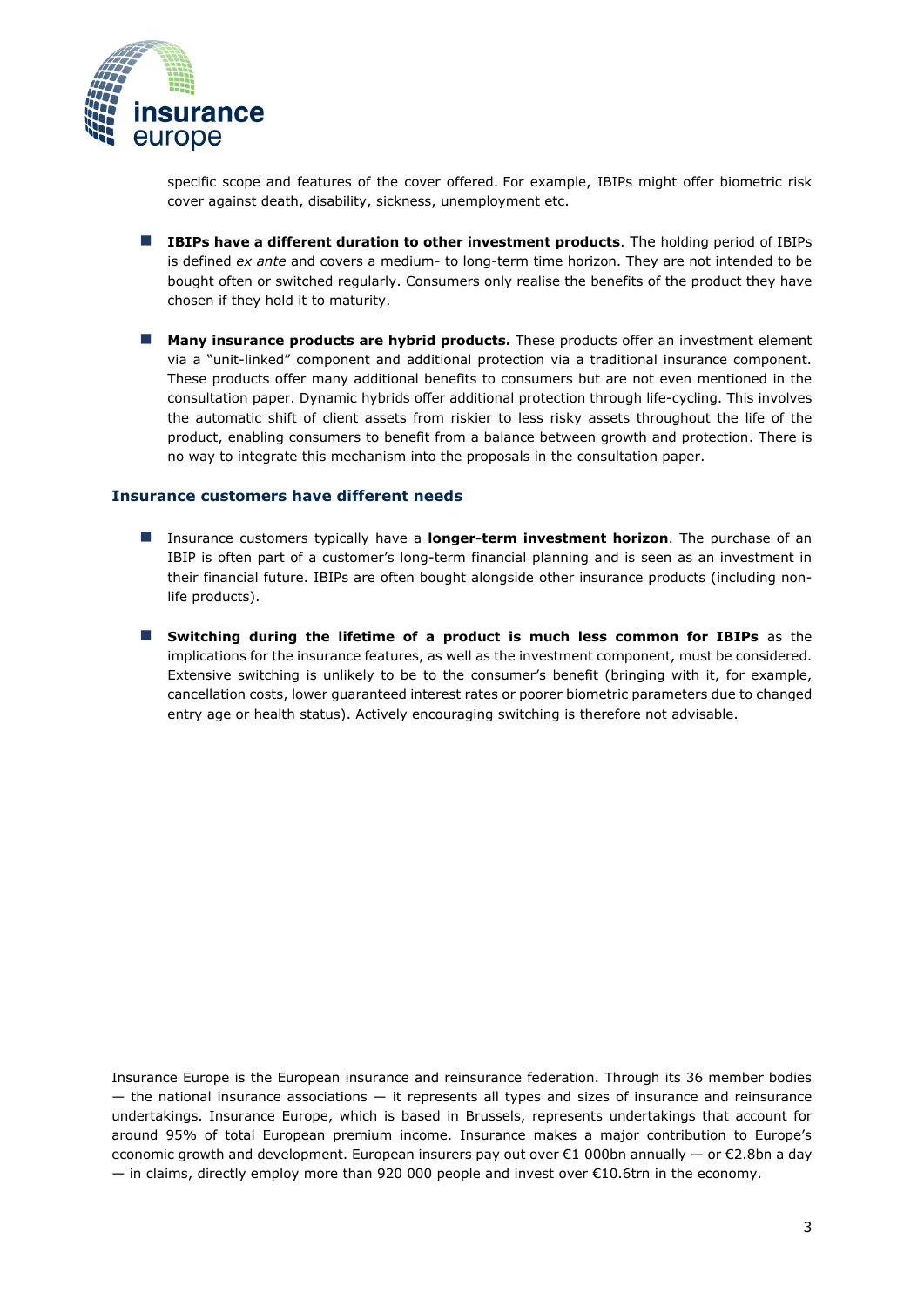specific scope and features of the cover offered. For example, IBIPs might offer biometric risk cover against death, disability, sickness, unemployment etc.

- **IBIPs have a different duration to other investment products**. The holding period of IBIPs is defined *ex ante* and covers a medium- to long-term time horizon. They are not intended to be bought often or switched regularly. Consumers only realise the benefits of the product they have chosen if they hold it to maturity.

- **Many insurance products are hybrid products.** These products offer an investment element via a "unit-linked" component and additional protection via a traditional insurance component. These products offer many additional benefits to consumers but are not even mentioned in the consultation paper. Dynamic hybrids offer additional protection through life-cycling. This involves the automatic shift of client assets from riskier to less risky assets throughout the life of the product, enabling consumers to benefit from a balance between growth and protection. There is no way to integrate this mechanism into the proposals in the consultation paper.

### Insurance customers have different needs

- Insurance customers typically have a **longer-term investment horizon**. The purchase of an IBIP is often part of a customer's long-term financial planning and is seen as an investment in their financial future. IBIPs are often bought alongside other insurance products (including non-life products).

- **Switching during the lifetime of a product is much less common for IBIPs** as the implications for the insurance features, as well as the investment component, must be considered. Extensive switching is unlikely to be to the consumer's benefit (bringing with it, for example, cancellation costs, lower guaranteed interest rates or poorer biometric parameters due to changed entry age or health status). Actively encouraging switching is therefore not advisable.

Insurance Europe is the European insurance and reinsurance federation. Through its 36 member bodies — the national insurance associations — it represents all types and sizes of insurance and reinsurance undertakings. Insurance Europe, which is based in Brussels, represents undertakings that account for around 95% of total European premium income. Insurance makes a major contribution to Europe's economic growth and development. European insurers pay out over €1 000bn annually — or €2.8bn a day — in claims, directly employ more than 920 000 people and invest over €10.6trn in the economy.